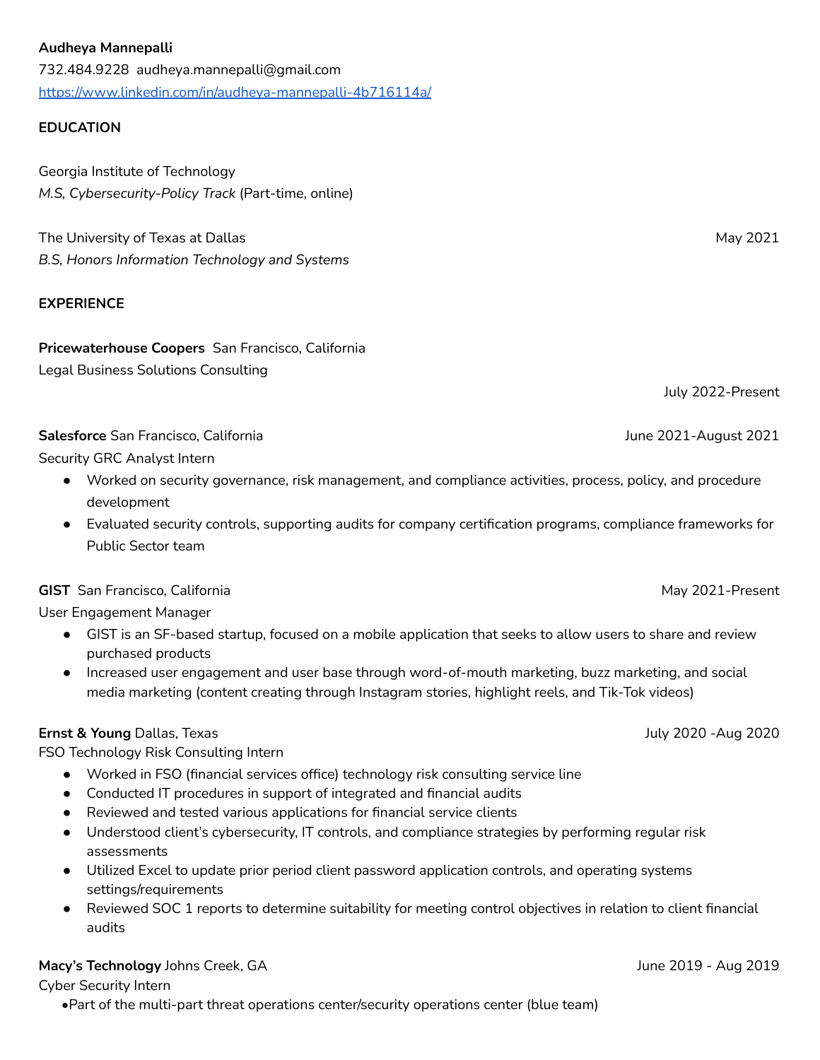**Audheya Mannepalli**

732.484.9228 audheya.mannepalli@gmail.com

https://www.linkedin.com/in/audheya-mannepalli-4b716114a/

**EDUCATION**

Georgia Institute of Technology

*M.S, Cybersecurity-Policy Track* (Part-time, online)

The University of Texas at Dallas — May 2021

*B.S, Honors Information Technology and Systems*

**EXPERIENCE**

**Pricewaterhouse Coopers** San Francisco, California

Legal Business Solutions Consulting

July 2022-Present

**Salesforce** San Francisco, California — June 2021-August 2021

Security GRC Analyst Intern

- Worked on security governance, risk management, and compliance activities, process, policy, and procedure development
- Evaluated security controls, supporting audits for company certification programs, compliance frameworks for Public Sector team

**GIST** San Francisco, California — May 2021-Present

User Engagement Manager

- GIST is an SF-based startup, focused on a mobile application that seeks to allow users to share and review purchased products
- Increased user engagement and user base through word-of-mouth marketing, buzz marketing, and social media marketing (content creating through Instagram stories, highlight reels, and Tik-Tok videos)

**Ernst & Young** Dallas, Texas — July 2020 -Aug 2020

FSO Technology Risk Consulting Intern

- Worked in FSO (financial services office) technology risk consulting service line
- Conducted IT procedures in support of integrated and financial audits
- Reviewed and tested various applications for financial service clients
- Understood client's cybersecurity, IT controls, and compliance strategies by performing regular risk assessments
- Utilized Excel to update prior period client password application controls, and operating systems settings/requirements
- Reviewed SOC 1 reports to determine suitability for meeting control objectives in relation to client financial audits

**Macy's Technology** Johns Creek, GA — June 2019 - Aug 2019

Cyber Security Intern

- Part of the multi-part threat operations center/security operations center (blue team)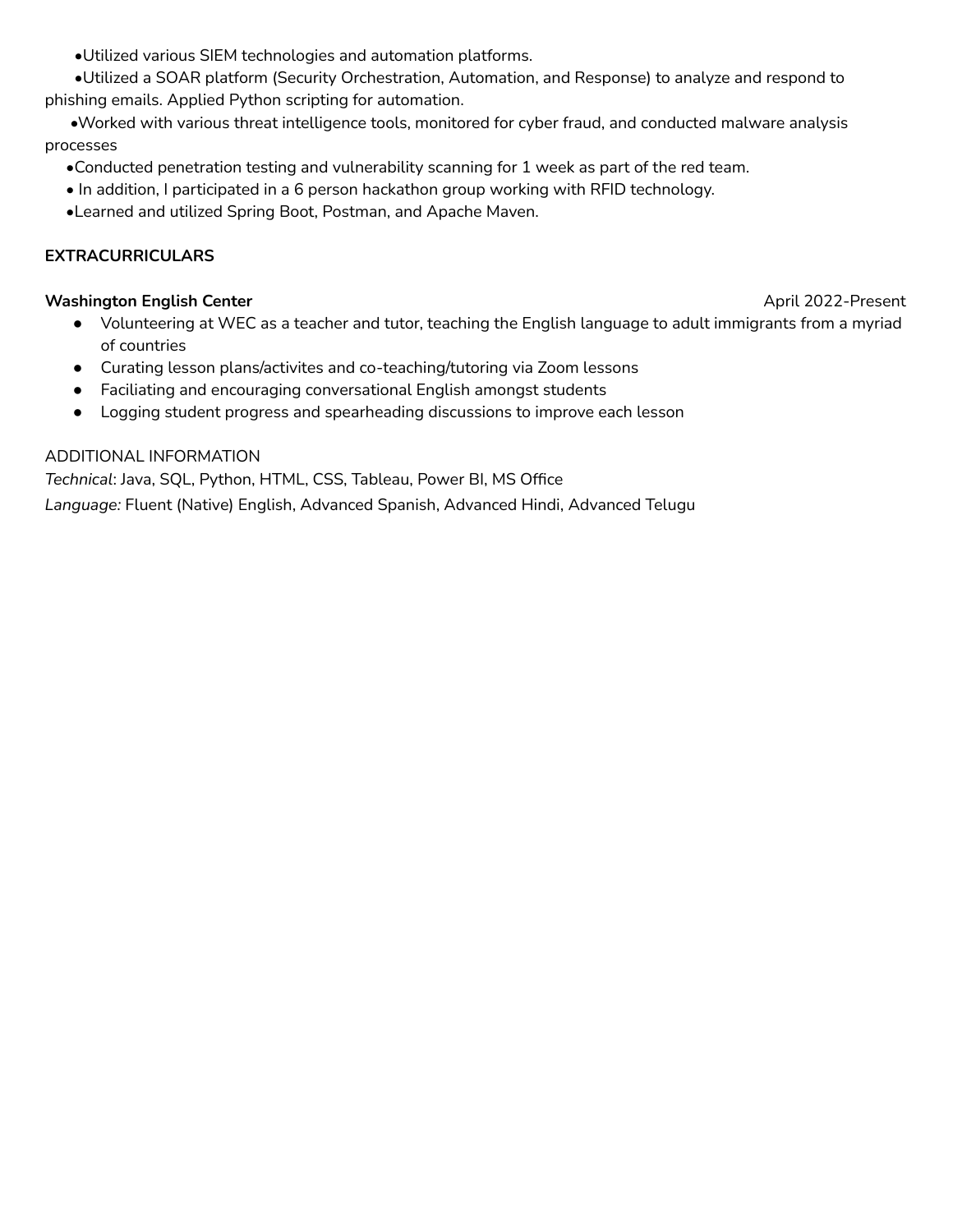- Utilized various SIEM technologies and automation platforms.
- Utilized a SOAR platform (Security Orchestration, Automation, and Response) to analyze and respond to phishing emails. Applied Python scripting for automation.
- Worked with various threat intelligence tools, monitored for cyber fraud, and conducted malware analysis processes
- Conducted penetration testing and vulnerability scanning for 1 week as part of the red team.
- In addition, I participated in a 6 person hackathon group working with RFID technology.
- Learned and utilized Spring Boot, Postman, and Apache Maven.

**EXTRACURRICULARS**

**Washington English Center** April 2022-Present

- Volunteering at WEC as a teacher and tutor, teaching the English language to adult immigrants from a myriad of countries
- Curating lesson plans/activites and co-teaching/tutoring via Zoom lessons
- Faciliating and encouraging conversational English amongst students
- Logging student progress and spearheading discussions to improve each lesson

ADDITIONAL INFORMATION

*Technical*: Java, SQL, Python, HTML, CSS, Tableau, Power BI, MS Office

*Language:* Fluent (Native) English, Advanced Spanish, Advanced Hindi, Advanced Telugu